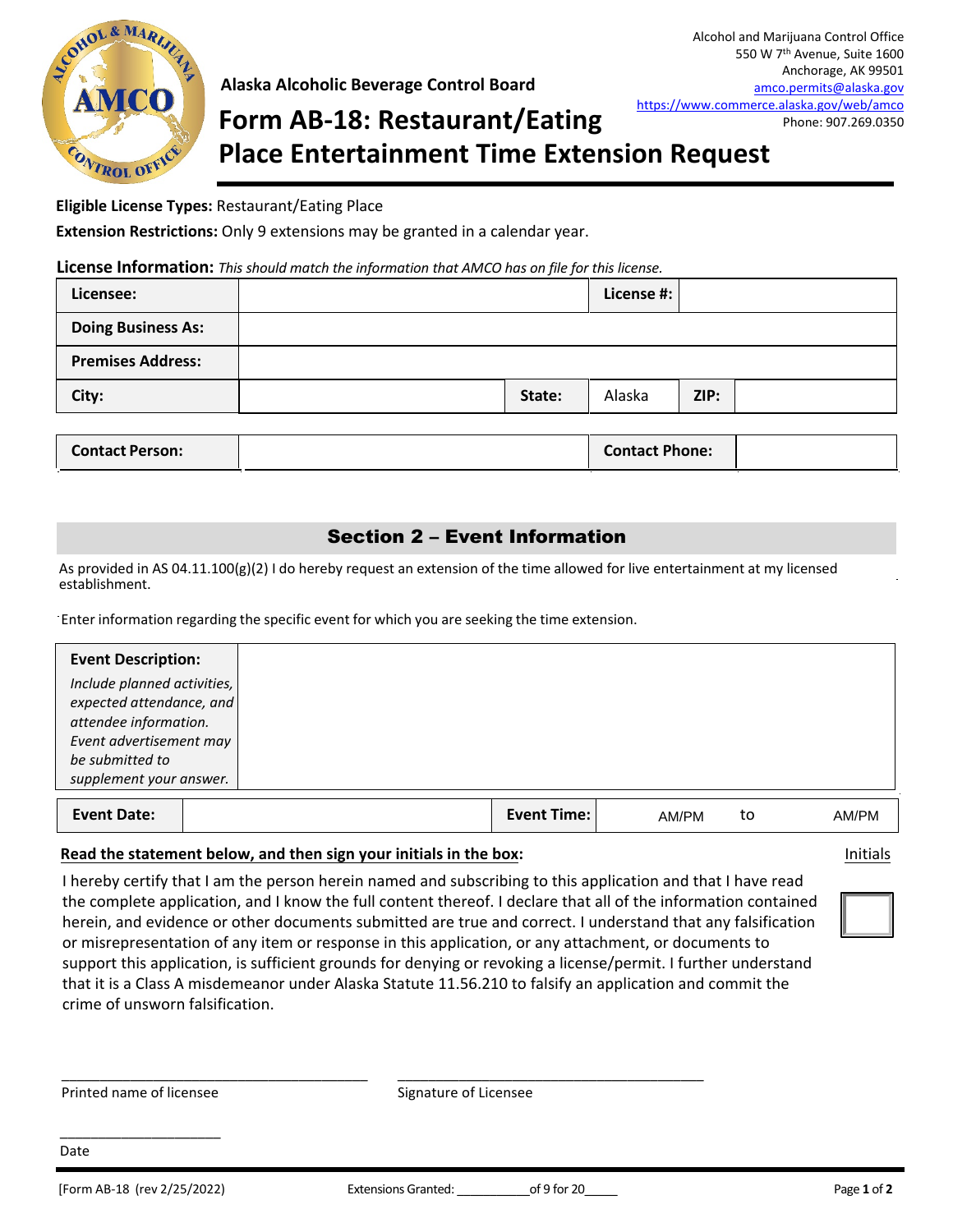Alcohol and Marijuana Control Office
550 W 7th Avenue, Suite 1600
Anchorage, AK 99501
amco.permits@alaska.gov
https://www.commerce.alaska.gov/web/amco
Phone: 907.269.0350

**Alaska Alcoholic Beverage Control Board**

# Form AB-18: Restaurant/Eating Place Entertainment Time Extension Request

**Eligible License Types:** Restaurant/Eating Place

**Extension Restrictions:** Only 9 extensions may be granted in a calendar year.

**License Information:** *This should match the information that AMCO has on file for this license.*

| | | | | | |
|---|---|---|---|---|---|
| **Licensee:** | | | **License #:** | | |
| **Doing Business As:** | | | | | |
| **Premises Address:** | | | | | |
| **City:** | | **State:** | Alaska | **ZIP:** | |

| | | | |
|---|---|---|---|
| **Contact Person:** | | **Contact Phone:** | |

## Section 2 – Event Information

As provided in AS 04.11.100(g)(2) I do hereby request an extension of the time allowed for live entertainment at my licensed establishment.

Enter information regarding the specific event for which you are seeking the time extension.

| | |
|---|---|
| **Event Description:** *Include planned activities, expected attendance, and attendee information. Event advertisement may be submitted to supplement your answer.* | |

| | | | |
|---|---|---|---|
| **Event Date:** | | **Event Time:** | AM/PM to AM/PM |

**Read the statement below, and then sign your initials in the box:** Initials

I hereby certify that I am the person herein named and subscribing to this application and that I have read the complete application, and I know the full content thereof. I declare that all of the information contained herein, and evidence or other documents submitted are true and correct. I understand that any falsification or misrepresentation of any item or response in this application, or any attachment, or documents to support this application, is sufficient grounds for denying or revoking a license/permit. I further understand that it is a Class A misdemeanor under Alaska Statute 11.56.210 to falsify an application and commit the crime of unsworn falsification.

______________________________ Printed name of licensee

______________________________ Signature of Licensee

__________________ Date

[Form AB-18 (rev 2/25/2022)] Extensions Granted: ___________of 9 for 20_____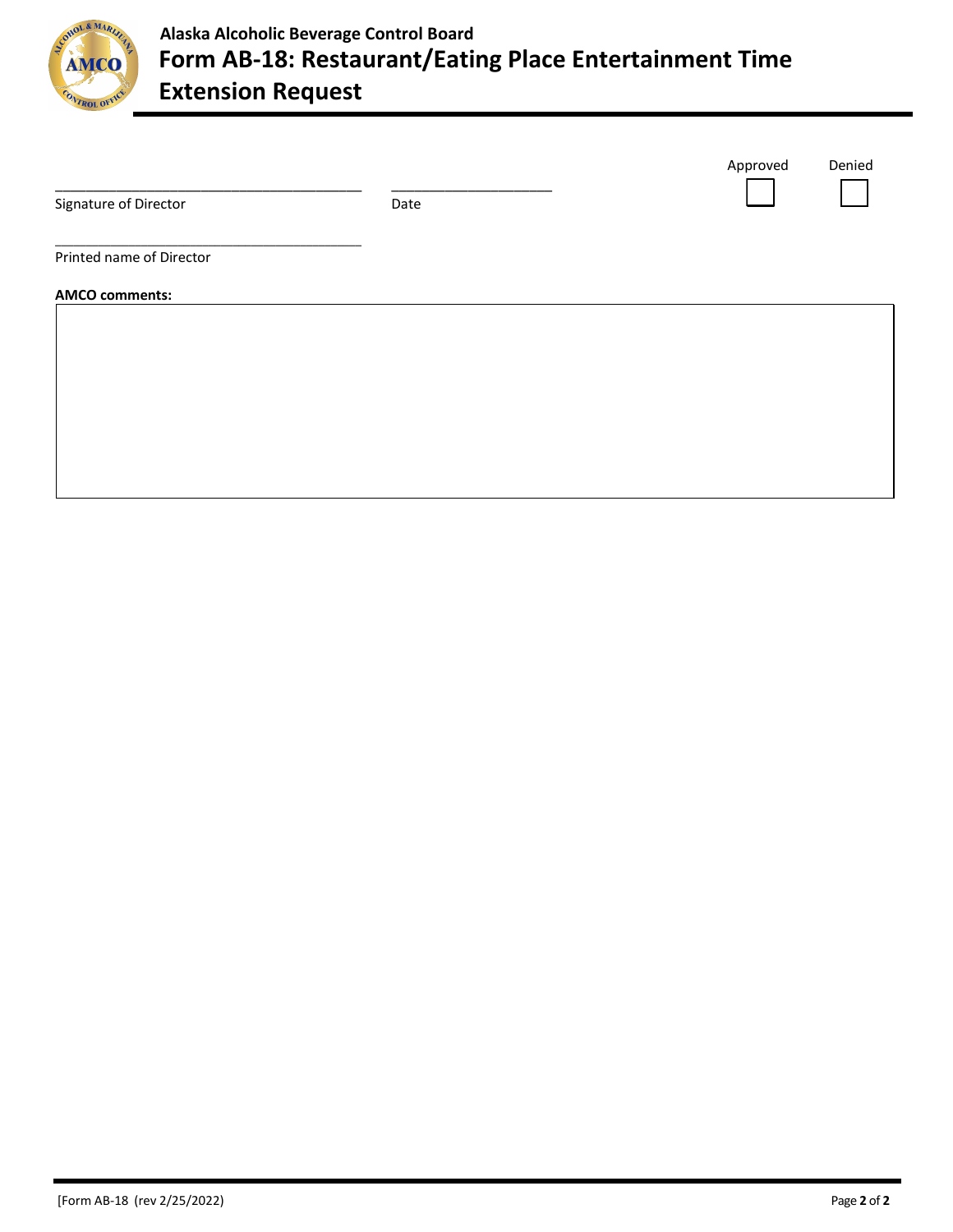**Alaska Alcoholic Beverage Control Board**

# Form AB-18: Restaurant/Eating Place Entertainment Time Extension Request

Approved ☐ Denied ☐

\_\_\_\_\_\_\_\_\_\_\_\_\_\_\_\_\_\_\_\_\_\_\_\_\_\_\_\_\_\_\_\_\_\_\_\_\_\_\_\_ \_\_\_\_\_\_\_\_\_\_\_\_\_\_\_\_\_\_\_\_\_\_

Signature of Director Date

\_\_\_\_\_\_\_\_\_\_\_\_\_\_\_\_\_\_\_\_\_\_\_\_\_\_\_\_\_\_\_\_\_\_\_\_\_\_\_\_

Printed name of Director

**AMCO comments:**

[Form AB-18 (rev 2/25/2022)